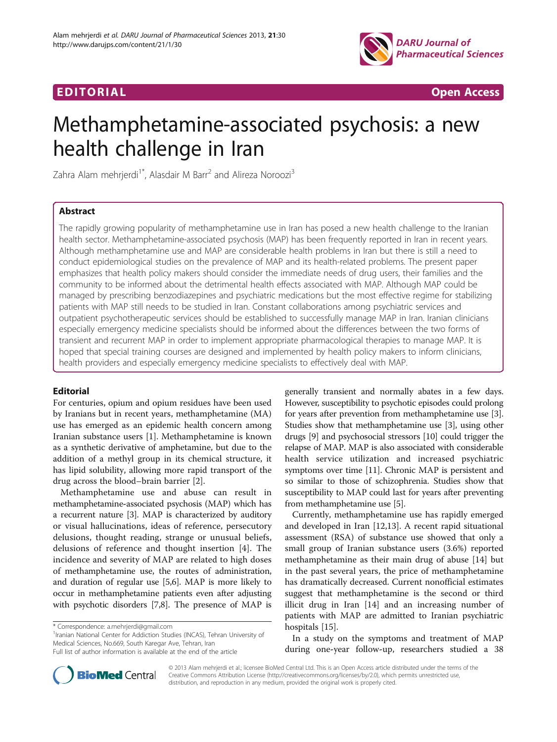EDITORIAL Open Access

# Methamphetamine-associated psychosis: a new health challenge in Iran

Zahra Alam mehrjerdi[1*], Alasdair M Barr[2] and Alireza Noroozi[3]

## Abstract

The rapidly growing popularity of methamphetamine use in Iran has posed a new health challenge to the Iranian health sector. Methamphetamine-associated psychosis (MAP) has been frequently reported in Iran in recent years. Although methamphetamine use and MAP are considerable health problems in Iran but there is still a need to conduct epidemiological studies on the prevalence of MAP and its health-related problems. The present paper emphasizes that health policy makers should consider the immediate needs of drug users, their families and the community to be informed about the detrimental health effects associated with MAP. Although MAP could be managed by prescribing benzodiazepines and psychiatric medications but the most effective regime for stabilizing patients with MAP still needs to be studied in Iran. Constant collaborations among psychiatric services and outpatient psychotherapeutic services should be established to successfully manage MAP in Iran. Iranian clinicians especially emergency medicine specialists should be informed about the differences between the two forms of transient and recurrent MAP in order to implement appropriate pharmacological therapies to manage MAP. It is hoped that special training courses are designed and implemented by health policy makers to inform clinicians, health providers and especially emergency medicine specialists to effectively deal with MAP.

## Editorial

For centuries, opium and opium residues have been used by Iranians but in recent years, methamphetamine (MA) use has emerged as an epidemic health concern among Iranian substance users [1]. Methamphetamine is known as a synthetic derivative of amphetamine, but due to the addition of a methyl group in its chemical structure, it has lipid solubility, allowing more rapid transport of the drug across the blood–brain barrier [2].

Methamphetamine use and abuse can result in methamphetamine-associated psychosis (MAP) which has a recurrent nature [3]. MAP is characterized by auditory or visual hallucinations, ideas of reference, persecutory delusions, thought reading, strange or unusual beliefs, delusions of reference and thought insertion [4]. The incidence and severity of MAP are related to high doses of methamphetamine use, the routes of administration, and duration of regular use [5,6]. MAP is more likely to occur in methamphetamine patients even after adjusting with psychotic disorders [7,8]. The presence of MAP is generally transient and normally abates in a few days. However, susceptibility to psychotic episodes could prolong for years after prevention from methamphetamine use [3]. Studies show that methamphetamine use [3], using other drugs [9] and psychosocial stressors [10] could trigger the relapse of MAP. MAP is also associated with considerable health service utilization and increased psychiatric symptoms over time [11]. Chronic MAP is persistent and so similar to those of schizophrenia. Studies show that susceptibility to MAP could last for years after preventing from methamphetamine use [5].

Currently, methamphetamine use has rapidly emerged and developed in Iran [12,13]. A recent rapid situational assessment (RSA) of substance use showed that only a small group of Iranian substance users (3.6%) reported methamphetamine as their main drug of abuse [14] but in the past several years, the price of methamphetamine has dramatically decreased. Current nonofficial estimates suggest that methamphetamine is the second or third illicit drug in Iran [14] and an increasing number of patients with MAP are admitted to Iranian psychiatric hospitals [15].

In a study on the symptoms and treatment of MAP during one-year follow-up, researchers studied a 38

\* Correspondence: a.mehrjerdi@gmail.com
[1]Iranian National Center for Addiction Studies (INCAS), Tehran University of Medical Sciences, No.669, South Karegar Ave, Tehran, Iran
Full list of author information is available at the end of the article

© 2013 Alam mehrjerdi et al.; licensee BioMed Central Ltd. This is an Open Access article distributed under the terms of the Creative Commons Attribution License (http://creativecommons.org/licenses/by/2.0), which permits unrestricted use, distribution, and reproduction in any medium, provided the original work is properly cited.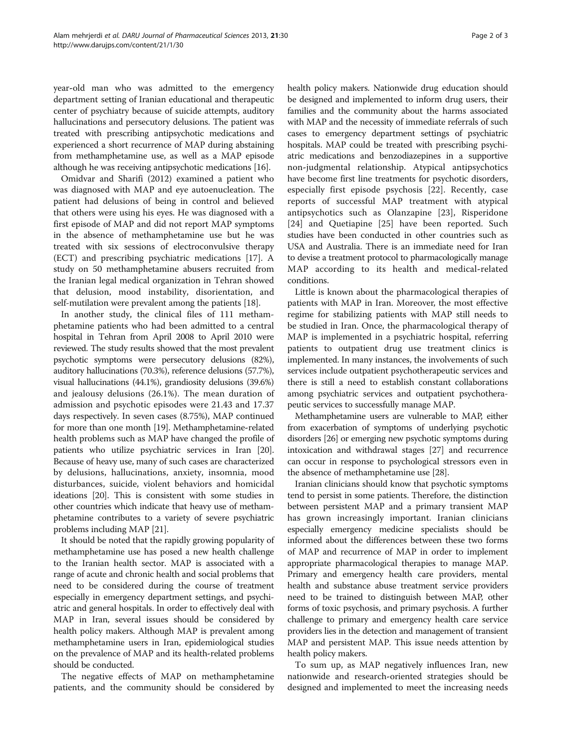year-old man who was admitted to the emergency department setting of Iranian educational and therapeutic center of psychiatry because of suicide attempts, auditory hallucinations and persecutory delusions. The patient was treated with prescribing antipsychotic medications and experienced a short recurrence of MAP during abstaining from methamphetamine use, as well as a MAP episode although he was receiving antipsychotic medications [16].

Omidvar and Sharifi (2012) examined a patient who was diagnosed with MAP and eye autoenucleation. The patient had delusions of being in control and believed that others were using his eyes. He was diagnosed with a first episode of MAP and did not report MAP symptoms in the absence of methamphetamine use but he was treated with six sessions of electroconvulsive therapy (ECT) and prescribing psychiatric medications [17]. A study on 50 methamphetamine abusers recruited from the Iranian legal medical organization in Tehran showed that delusion, mood instability, disorientation, and self-mutilation were prevalent among the patients [18].

In another study, the clinical files of 111 methamphetamine patients who had been admitted to a central hospital in Tehran from April 2008 to April 2010 were reviewed. The study results showed that the most prevalent psychotic symptoms were persecutory delusions (82%), auditory hallucinations (70.3%), reference delusions (57.7%), visual hallucinations (44.1%), grandiosity delusions (39.6%) and jealousy delusions (26.1%). The mean duration of admission and psychotic episodes were 21.43 and 17.37 days respectively. In seven cases (8.75%), MAP continued for more than one month [19]. Methamphetamine-related health problems such as MAP have changed the profile of patients who utilize psychiatric services in Iran [20]. Because of heavy use, many of such cases are characterized by delusions, hallucinations, anxiety, insomnia, mood disturbances, suicide, violent behaviors and homicidal ideations [20]. This is consistent with some studies in other countries which indicate that heavy use of methamphetamine contributes to a variety of severe psychiatric problems including MAP [21].

It should be noted that the rapidly growing popularity of methamphetamine use has posed a new health challenge to the Iranian health sector. MAP is associated with a range of acute and chronic health and social problems that need to be considered during the course of treatment especially in emergency department settings, and psychiatric and general hospitals. In order to effectively deal with MAP in Iran, several issues should be considered by health policy makers. Although MAP is prevalent among methamphetamine users in Iran, epidemiological studies on the prevalence of MAP and its health-related problems should be conducted.

The negative effects of MAP on methamphetamine patients, and the community should be considered by health policy makers. Nationwide drug education should be designed and implemented to inform drug users, their families and the community about the harms associated with MAP and the necessity of immediate referrals of such cases to emergency department settings of psychiatric hospitals. MAP could be treated with prescribing psychiatric medications and benzodiazepines in a supportive non-judgmental relationship. Atypical antipsychotics have become first line treatments for psychotic disorders, especially first episode psychosis [22]. Recently, case reports of successful MAP treatment with atypical antipsychotics such as Olanzapine [23], Risperidone [24] and Quetiapine [25] have been reported. Such studies have been conducted in other countries such as USA and Australia. There is an immediate need for Iran to devise a treatment protocol to pharmacologically manage MAP according to its health and medical-related conditions.

Little is known about the pharmacological therapies of patients with MAP in Iran. Moreover, the most effective regime for stabilizing patients with MAP still needs to be studied in Iran. Once, the pharmacological therapy of MAP is implemented in a psychiatric hospital, referring patients to outpatient drug use treatment clinics is implemented. In many instances, the involvements of such services include outpatient psychotherapeutic services and there is still a need to establish constant collaborations among psychiatric services and outpatient psychotherapeutic services to successfully manage MAP.

Methamphetamine users are vulnerable to MAP, either from exacerbation of symptoms of underlying psychotic disorders [26] or emerging new psychotic symptoms during intoxication and withdrawal stages [27] and recurrence can occur in response to psychological stressors even in the absence of methamphetamine use [28].

Iranian clinicians should know that psychotic symptoms tend to persist in some patients. Therefore, the distinction between persistent MAP and a primary transient MAP has grown increasingly important. Iranian clinicians especially emergency medicine specialists should be informed about the differences between these two forms of MAP and recurrence of MAP in order to implement appropriate pharmacological therapies to manage MAP. Primary and emergency health care providers, mental health and substance abuse treatment service providers need to be trained to distinguish between MAP, other forms of toxic psychosis, and primary psychosis. A further challenge to primary and emergency health care service providers lies in the detection and management of transient MAP and persistent MAP. This issue needs attention by health policy makers.

To sum up, as MAP negatively influences Iran, new nationwide and research-oriented strategies should be designed and implemented to meet the increasing needs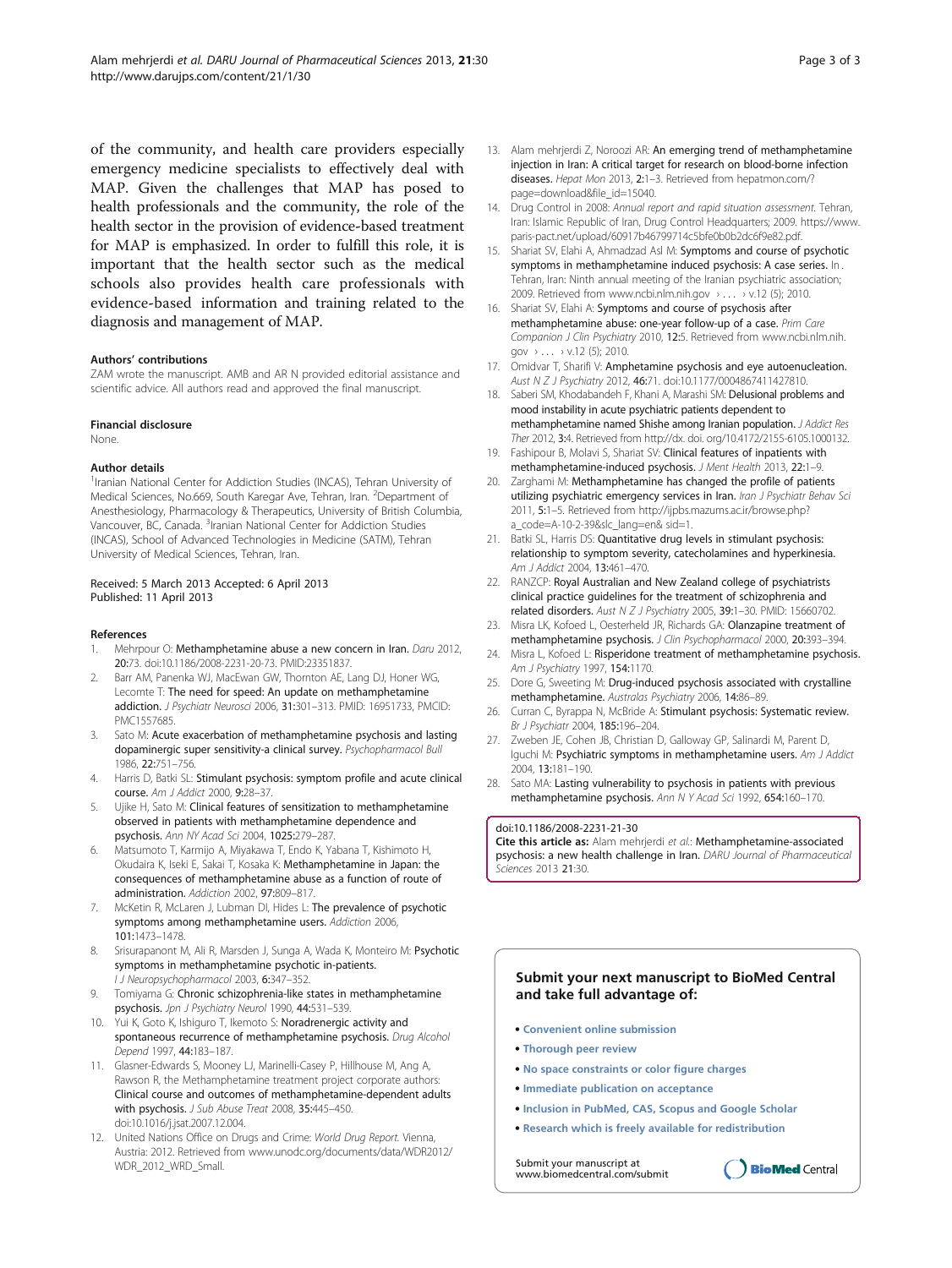of the community, and health care providers especially emergency medicine specialists to effectively deal with MAP. Given the challenges that MAP has posed to health professionals and the community, the role of the health sector in the provision of evidence-based treatment for MAP is emphasized. In order to fulfill this role, it is important that the health sector such as the medical schools also provides health care professionals with evidence-based information and training related to the diagnosis and management of MAP.

#### Authors' contributions

ZAM wrote the manuscript. AMB and AR N provided editorial assistance and scientific advice. All authors read and approved the final manuscript.

#### Financial disclosure

None.

#### Author details

[1]Iranian National Center for Addiction Studies (INCAS), Tehran University of Medical Sciences, No.669, South Karegar Ave, Tehran, Iran. [2]Department of Anesthesiology, Pharmacology & Therapeutics, University of British Columbia, Vancouver, BC, Canada. [3]Iranian National Center for Addiction Studies (INCAS), School of Advanced Technologies in Medicine (SATM), Tehran University of Medical Sciences, Tehran, Iran.

Received: 5 March 2013 Accepted: 6 April 2013
Published: 11 April 2013

#### References

1. Mehrpour O: **Methamphetamine abuse a new concern in Iran.** *Daru* 2012, **20:**73. doi:10.1186/2008-2231-20-73. PMID:23351837.
2. Barr AM, Panenka WJ, MacEwan GW, Thornton AE, Lang DJ, Honer WG, Lecomte T: **The need for speed: An update on methamphetamine addiction.** *J Psychiatr Neurosci* 2006, **31:**301–313. PMID: 16951733, PMCID: PMC1557685.
3. Sato M: **Acute exacerbation of methamphetamine psychosis and lasting dopaminergic super sensitivity-a clinical survey.** *Psychopharmacol Bull* 1986, **22:**751–756.
4. Harris D, Batki SL: **Stimulant psychosis: symptom profile and acute clinical course.** *Am J Addict* 2000, **9:**28–37.
5. Ujike H, Sato M: **Clinical features of sensitization to methamphetamine observed in patients with methamphetamine dependence and psychosis.** *Ann NY Acad Sci* 2004, **1025:**279–287.
6. Matsumoto T, Karmijo A, Miyakawa T, Endo K, Yabana T, Kishimoto H, Okudaira K, Iseki E, Sakai T, Kosaka K: **Methamphetamine in Japan: the consequences of methamphetamine abuse as a function of route of administration.** *Addiction* 2002, **97:**809–817.
7. McKetin R, McLaren J, Lubman DI, Hides L: **The prevalence of psychotic symptoms among methamphetamine users.** *Addiction* 2006, **101:**1473–1478.
8. Srisurapanont M, Ali R, Marsden J, Sunga A, Wada K, Monteiro M: **Psychotic symptoms in methamphetamine psychotic in-patients.** *I J Neuropsychopharmacol* 2003, **6:**347–352.
9. Tomiyama G: **Chronic schizophrenia-like states in methamphetamine psychosis.** *Jpn J Psychiatry Neurol* 1990, **44:**531–539.
10. Yui K, Goto K, Ishiguro T, Ikemoto S: **Noradrenergic activity and spontaneous recurrence of methamphetamine psychosis.** *Drug Alcohol Depend* 1997, **44:**183–187.
11. Glasner-Edwards S, Mooney LJ, Marinelli-Casey P, Hillhouse M, Ang A, Rawson R, the Methamphetamine treatment project corporate authors: **Clinical course and outcomes of methamphetamine-dependent adults with psychosis.** *J Sub Abuse Treat* 2008, **35:**445–450. doi:10.1016/j.jsat.2007.12.004.
12. United Nations Office on Drugs and Crime: *World Drug Report.* Vienna, Austria: 2012. Retrieved from www.unodc.org/documents/data/WDR2012/WDR_2012_WRD_Small.
13. Alam mehrjerdi Z, Noroozi AR: **An emerging trend of methamphetamine injection in Iran: A critical target for research on blood-borne infection diseases.** *Hepat Mon* 2013, **2:**1–3. Retrieved from hepatmon.com/?page=download&file_id=15040.
14. Drug Control in 2008: *Annual report and rapid situation assessment.* Tehran, Iran: Islamic Republic of Iran, Drug Control Headquarters; 2009. https://www.paris-pact.net/upload/60917b46799714c5bfe0b0b2dc6f9e82.pdf.
15. Shariat SV, Elahi A, Ahmadzad Asl M: **Symptoms and course of psychotic symptoms in methamphetamine induced psychosis: A case series.** In . Tehran, Iran: Ninth annual meeting of the Iranian psychiatric association; 2009. Retrieved from www.ncbi.nlm.nih.gov › ... › v.12 (5); 2010.
16. Shariat SV, Elahi A: **Symptoms and course of psychosis after methamphetamine abuse: one-year follow-up of a case.** *Prim Care Companion J Clin Psychiatry* 2010, **12:**5. Retrieved from www.ncbi.nlm.nih.gov › ... › v.12 (5); 2010.
17. Omidvar T, Sharifi V: **Amphetamine psychosis and eye autoenucleation.** *Aust N Z J Psychiatry* 2012, **46:**71. doi:10.1177/0004867411427810.
18. Saberi SM, Khodabandeh F, Khani A, Marashi SM: **Delusional problems and mood instability in acute psychiatric patients dependent to methamphetamine named Shishe among Iranian population.** *J Addict Res Ther* 2012, **3:**4. Retrieved from http://dx. doi. org/10.4172/2155-6105.1000132.
19. Fashipour B, Molavi S, Shariat SV: **Clinical features of inpatients with methamphetamine-induced psychosis.** *J Ment Health* 2013, **22:**1–9.
20. Zarghami M: **Methamphetamine has changed the profile of patients utilizing psychiatric emergency services in Iran.** *Iran J Psychiatr Behav Sci* 2011, **5:**1–5. Retrieved from http://ijpbs.mazums.ac.ir/browse.php?a_code=A-10-2-39&slc_lang=en& sid=1.
21. Batki SL, Harris DS: **Quantitative drug levels in stimulant psychosis: relationship to symptom severity, catecholamines and hyperkinesia.** *Am J Addict* 2004, **13:**461–470.
22. RANZCP: **Royal Australian and New Zealand college of psychiatrists clinical practice guidelines for the treatment of schizophrenia and related disorders.** *Aust N Z J Psychiatry* 2005, **39:**1–30. PMID: 15660702.
23. Misra LK, Kofoed L, Oesterheld JR, Richards GA: **Olanzapine treatment of methamphetamine psychosis.** *J Clin Psychopharmacol* 2000, **20:**393–394.
24. Misra L, Kofoed L: **Risperidone treatment of methamphetamine psychosis.** *Am J Psychiatry* 1997, **154:**1170.
25. Dore G, Sweeting M: **Drug-induced psychosis associated with crystalline methamphetamine.** *Australas Psychiatry* 2006, **14:**86–89.
26. Curran C, Byrappa N, McBride A: **Stimulant psychosis: Systematic review.** *Br J Psychiatr* 2004, **185:**196–204.
27. Zweben JE, Cohen JB, Christian D, Galloway GP, Salinardi M, Parent D, Iguchi M: **Psychiatric symptoms in methamphetamine users.** *Am J Addict* 2004, **13:**181–190.
28. Sato MA: **Lasting vulnerability to psychosis in patients with previous methamphetamine psychosis.** *Ann N Y Acad Sci* 1992, **654:**160–170.

doi:10.1186/2008-2231-21-30
**Cite this article as:** Alam mehrjerdi *et al.*: Methamphetamine-associated psychosis: a new health challenge in Iran. *DARU Journal of Pharmaceutical Sciences* 2013 **21**:30.

**Submit your next manuscript to BioMed Central and take full advantage of:**

- **Convenient online submission**
- **Thorough peer review**
- **No space constraints or color figure charges**
- **Immediate publication on acceptance**
- **Inclusion in PubMed, CAS, Scopus and Google Scholar**
- **Research which is freely available for redistribution**

Submit your manuscript at
www.biomedcentral.com/submit